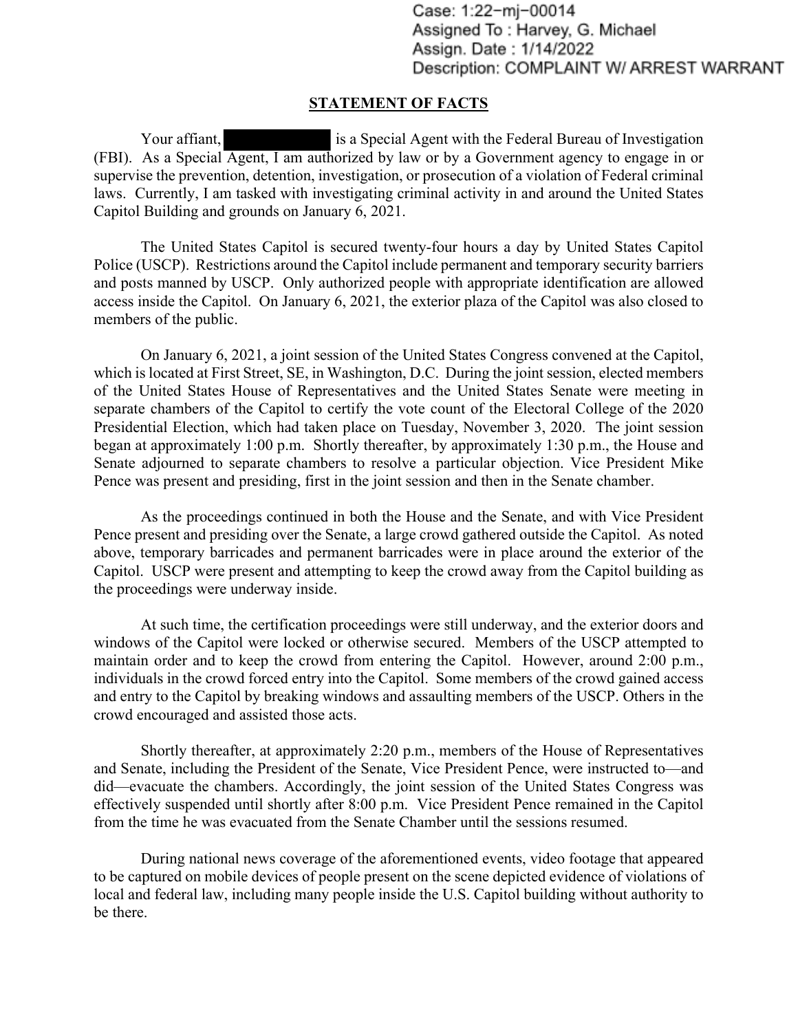Case: 1:22-mj-00014
Assigned To : Harvey, G. Michael
Assign. Date : 1/14/2022
Description: COMPLAINT W/ ARREST WARRANT

## STATEMENT OF FACTS

Your affiant, [REDACTED] is a Special Agent with the Federal Bureau of Investigation (FBI). As a Special Agent, I am authorized by law or by a Government agency to engage in or supervise the prevention, detention, investigation, or prosecution of a violation of Federal criminal laws. Currently, I am tasked with investigating criminal activity in and around the United States Capitol Building and grounds on January 6, 2021.

The United States Capitol is secured twenty-four hours a day by United States Capitol Police (USCP). Restrictions around the Capitol include permanent and temporary security barriers and posts manned by USCP. Only authorized people with appropriate identification are allowed access inside the Capitol. On January 6, 2021, the exterior plaza of the Capitol was also closed to members of the public.

On January 6, 2021, a joint session of the United States Congress convened at the Capitol, which is located at First Street, SE, in Washington, D.C. During the joint session, elected members of the United States House of Representatives and the United States Senate were meeting in separate chambers of the Capitol to certify the vote count of the Electoral College of the 2020 Presidential Election, which had taken place on Tuesday, November 3, 2020. The joint session began at approximately 1:00 p.m. Shortly thereafter, by approximately 1:30 p.m., the House and Senate adjourned to separate chambers to resolve a particular objection. Vice President Mike Pence was present and presiding, first in the joint session and then in the Senate chamber.

As the proceedings continued in both the House and the Senate, and with Vice President Pence present and presiding over the Senate, a large crowd gathered outside the Capitol. As noted above, temporary barricades and permanent barricades were in place around the exterior of the Capitol. USCP were present and attempting to keep the crowd away from the Capitol building as the proceedings were underway inside.

At such time, the certification proceedings were still underway, and the exterior doors and windows of the Capitol were locked or otherwise secured. Members of the USCP attempted to maintain order and to keep the crowd from entering the Capitol. However, around 2:00 p.m., individuals in the crowd forced entry into the Capitol. Some members of the crowd gained access and entry to the Capitol by breaking windows and assaulting members of the USCP. Others in the crowd encouraged and assisted those acts.

Shortly thereafter, at approximately 2:20 p.m., members of the House of Representatives and Senate, including the President of the Senate, Vice President Pence, were instructed to—and did—evacuate the chambers. Accordingly, the joint session of the United States Congress was effectively suspended until shortly after 8:00 p.m. Vice President Pence remained in the Capitol from the time he was evacuated from the Senate Chamber until the sessions resumed.

During national news coverage of the aforementioned events, video footage that appeared to be captured on mobile devices of people present on the scene depicted evidence of violations of local and federal law, including many people inside the U.S. Capitol building without authority to be there.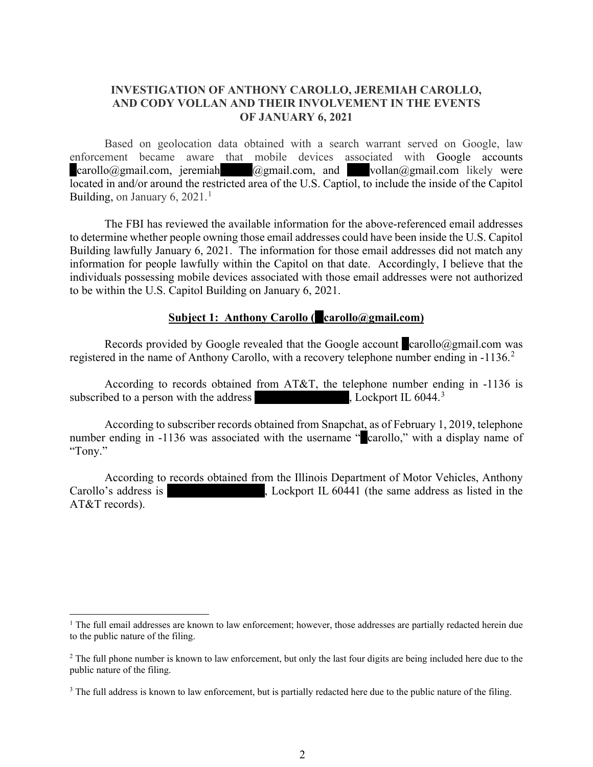**INVESTIGATION OF ANTHONY CAROLLO, JEREMIAH CAROLLO, AND CODY VOLLAN AND THEIR INVOLVEMENT IN THE EVENTS OF JANUARY 6, 2021**

Based on geolocation data obtained with a search warrant served on Google, law enforcement became aware that mobile devices associated with Google accounts █carollo@gmail.com, jeremiah█████@gmail.com, and ███vollan@gmail.com likely were located in and/or around the restricted area of the U.S. Captiol, to include the inside of the Capitol Building, on January 6, 2021.[1]

The FBI has reviewed the available information for the above-referenced email addresses to determine whether people owning those email addresses could have been inside the U.S. Capitol Building lawfully January 6, 2021. The information for those email addresses did not match any information for people lawfully within the Capitol on that date. Accordingly, I believe that the individuals possessing mobile devices associated with those email addresses were not authorized to be within the U.S. Capitol Building on January 6, 2021.

**Subject 1: Anthony Carollo (█carollo@gmail.com)**

Records provided by Google revealed that the Google account █carollo@gmail.com was registered in the name of Anthony Carollo, with a recovery telephone number ending in -1136.[2]

According to records obtained from AT&T, the telephone number ending in -1136 is subscribed to a person with the address ████████████, Lockport IL 6044.[3]

According to subscriber records obtained from Snapchat, as of February 1, 2019, telephone number ending in -1136 was associated with the username "█carollo," with a display name of "Tony."

According to records obtained from the Illinois Department of Motor Vehicles, Anthony Carollo's address is ████████████, Lockport IL 60441 (the same address as listed in the AT&T records).

---

[1] The full email addresses are known to law enforcement; however, those addresses are partially redacted herein due to the public nature of the filing.

[2] The full phone number is known to law enforcement, but only the last four digits are being included here due to the public nature of the filing.

[3] The full address is known to law enforcement, but is partially redacted here due to the public nature of the filing.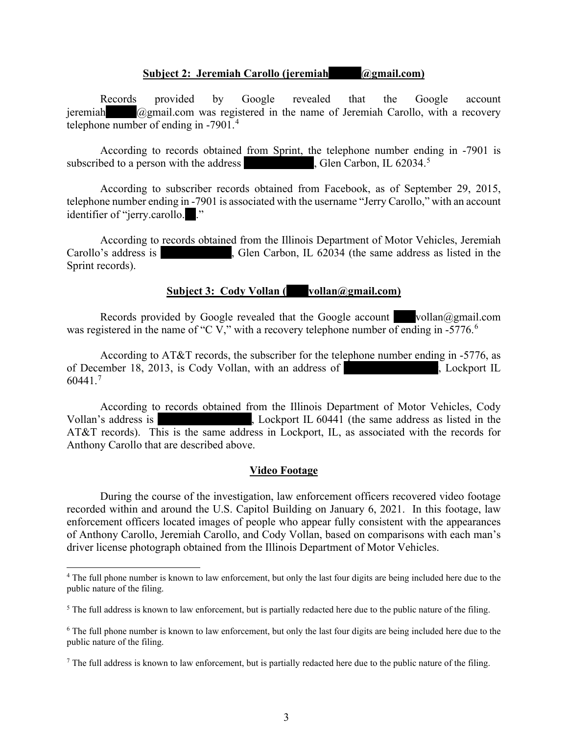**Subject 2: Jeremiah Carollo (jeremiah█████@gmail.com)**

Records provided by Google revealed that the Google account jeremiah█████@gmail.com was registered in the name of Jeremiah Carollo, with a recovery telephone number of ending in -7901.[4]

According to records obtained from Sprint, the telephone number ending in -7901 is subscribed to a person with the address ██████████, Glen Carbon, IL 62034.[5]

According to subscriber records obtained from Facebook, as of September 29, 2015, telephone number ending in -7901 is associated with the username "Jerry Carollo," with an account identifier of "jerry.carollo.██."

According to records obtained from the Illinois Department of Motor Vehicles, Jeremiah Carollo's address is ██████████, Glen Carbon, IL 62034 (the same address as listed in the Sprint records).

**Subject 3: Cody Vollan (████vollan@gmail.com)**

Records provided by Google revealed that the Google account ████vollan@gmail.com was registered in the name of "C V," with a recovery telephone number of ending in -5776.[6]

According to AT&T records, the subscriber for the telephone number ending in -5776, as of December 18, 2013, is Cody Vollan, with an address of ██████████████, Lockport IL 60441.[7]

According to records obtained from the Illinois Department of Motor Vehicles, Cody Vollan's address is ██████████████, Lockport IL 60441 (the same address as listed in the AT&T records). This is the same address in Lockport, IL, as associated with the records for Anthony Carollo that are described above.

**Video Footage**

During the course of the investigation, law enforcement officers recovered video footage recorded within and around the U.S. Capitol Building on January 6, 2021. In this footage, law enforcement officers located images of people who appear fully consistent with the appearances of Anthony Carollo, Jeremiah Carollo, and Cody Vollan, based on comparisons with each man's driver license photograph obtained from the Illinois Department of Motor Vehicles.

---

[4] The full phone number is known to law enforcement, but only the last four digits are being included here due to the public nature of the filing.

[5] The full address is known to law enforcement, but is partially redacted here due to the public nature of the filing.

[6] The full phone number is known to law enforcement, but only the last four digits are being included here due to the public nature of the filing.

[7] The full address is known to law enforcement, but is partially redacted here due to the public nature of the filing.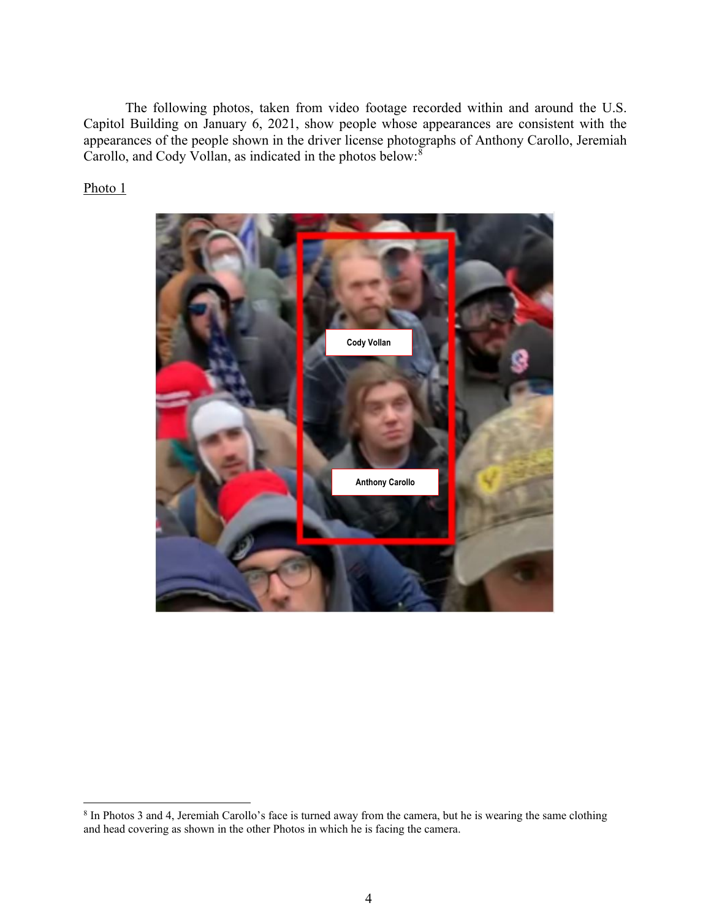The following photos, taken from video footage recorded within and around the U.S. Capitol Building on January 6, 2021, show people whose appearances are consistent with the appearances of the people shown in the driver license photographs of Anthony Carollo, Jeremiah Carollo, and Cody Vollan, as indicated in the photos below:[8]

Photo 1

Cody Vollan

Anthony Carollo

[8] In Photos 3 and 4, Jeremiah Carollo's face is turned away from the camera, but he is wearing the same clothing and head covering as shown in the other Photos in which he is facing the camera.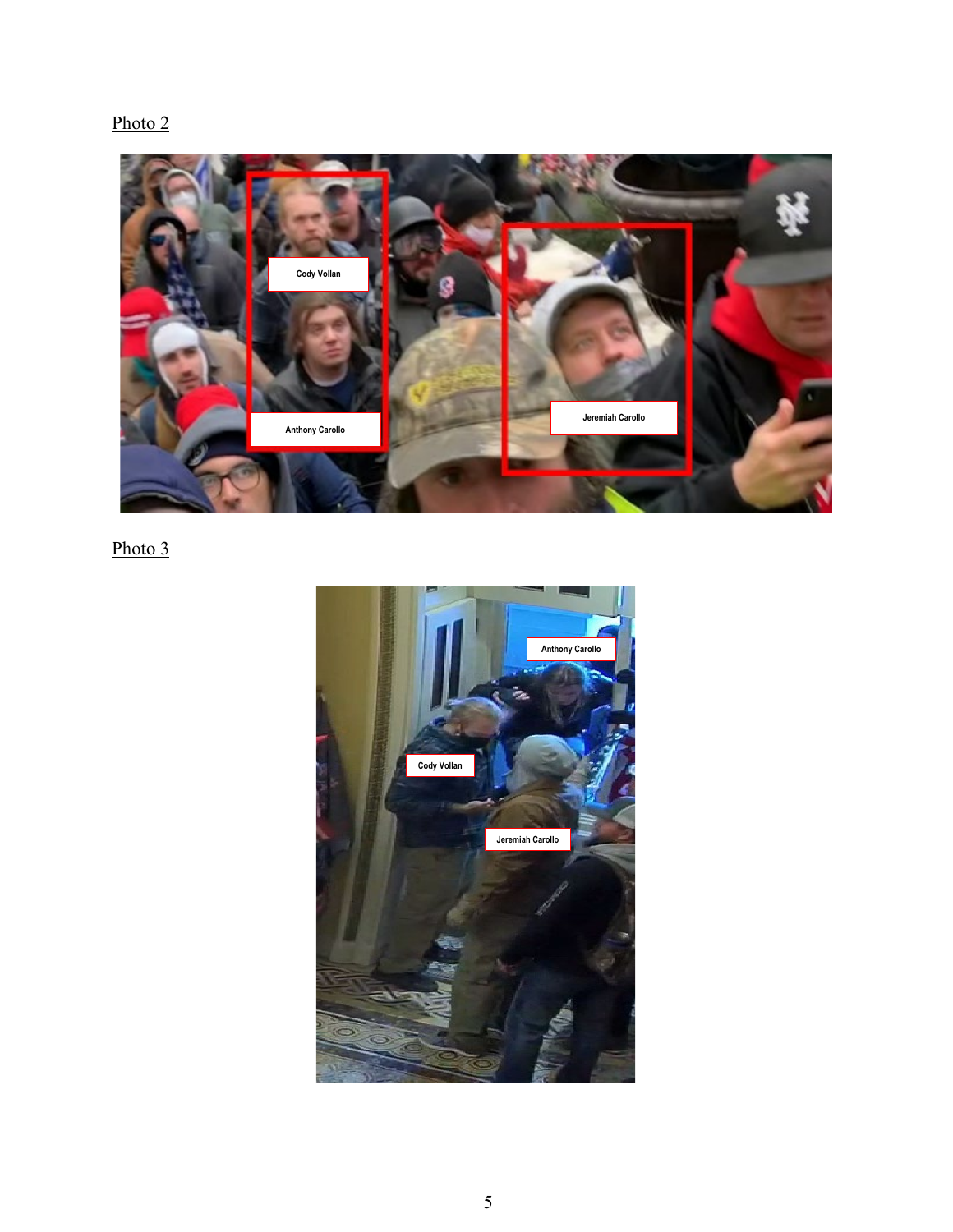Photo 2

Photo 3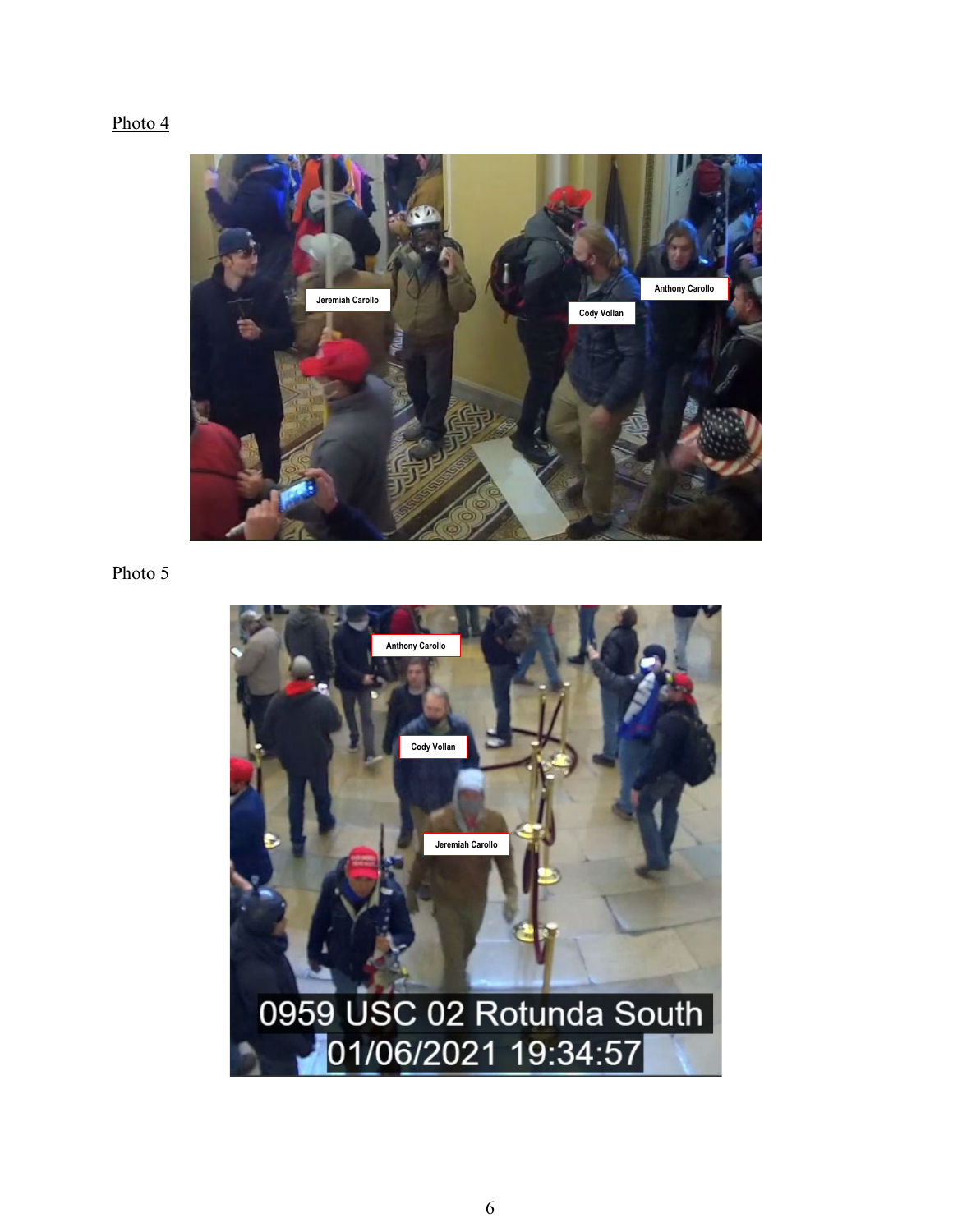Photo 4

Photo 5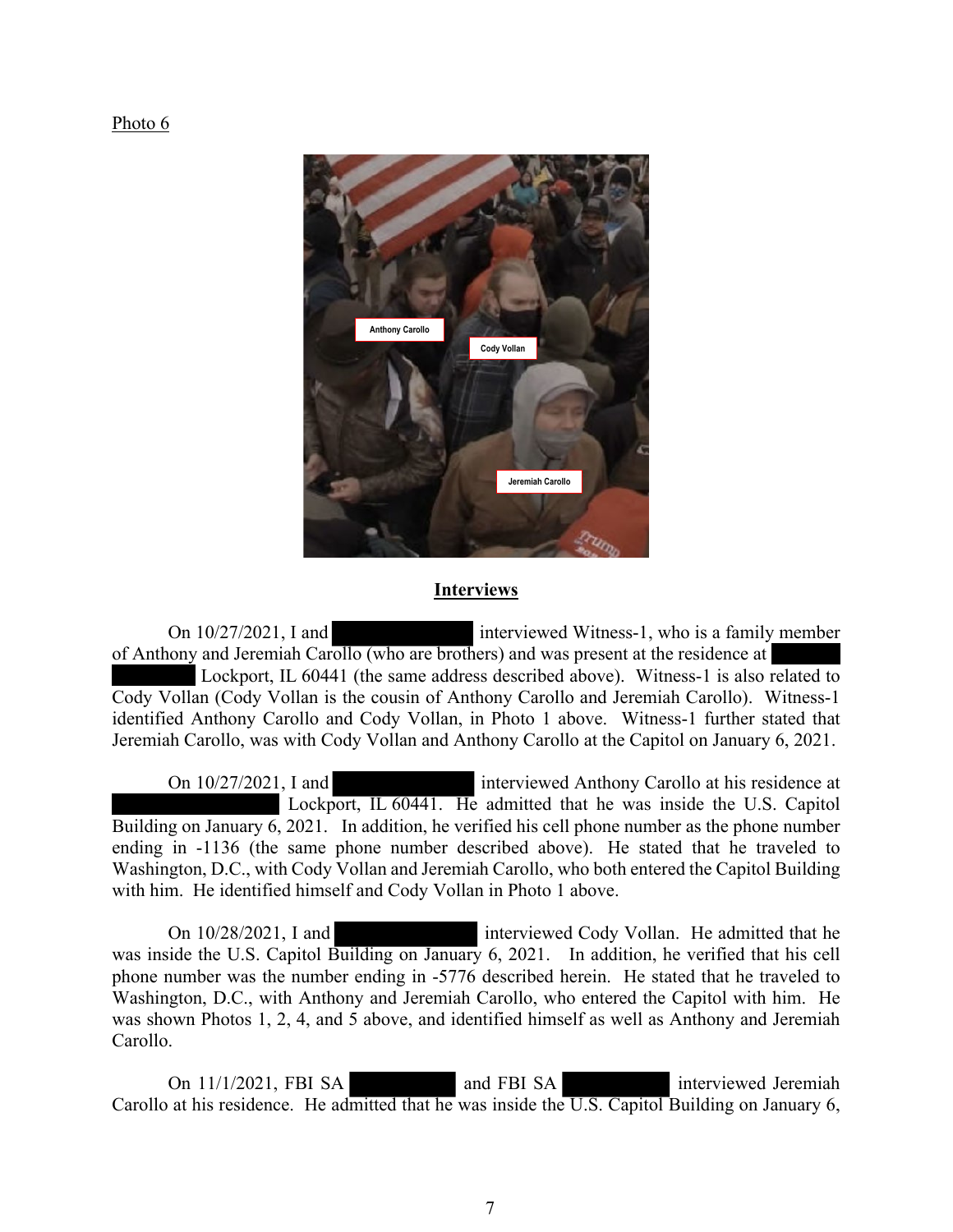Photo 6

## Interviews

On 10/27/2021, I and [REDACTED] interviewed Witness-1, who is a family member of Anthony and Jeremiah Carollo (who are brothers) and was present at the residence at [REDACTED] Lockport, IL 60441 (the same address described above). Witness-1 is also related to Cody Vollan (Cody Vollan is the cousin of Anthony Carollo and Jeremiah Carollo). Witness-1 identified Anthony Carollo and Cody Vollan, in Photo 1 above. Witness-1 further stated that Jeremiah Carollo, was with Cody Vollan and Anthony Carollo at the Capitol on January 6, 2021.

On 10/27/2021, I and [REDACTED] interviewed Anthony Carollo at his residence at [REDACTED] Lockport, IL 60441. He admitted that he was inside the U.S. Capitol Building on January 6, 2021. In addition, he verified his cell phone number as the phone number ending in -1136 (the same phone number described above). He stated that he traveled to Washington, D.C., with Cody Vollan and Jeremiah Carollo, who both entered the Capitol Building with him. He identified himself and Cody Vollan in Photo 1 above.

On 10/28/2021, I and [REDACTED] interviewed Cody Vollan. He admitted that he was inside the U.S. Capitol Building on January 6, 2021. In addition, he verified that his cell phone number was the number ending in -5776 described herein. He stated that he traveled to Washington, D.C., with Anthony and Jeremiah Carollo, who entered the Capitol with him. He was shown Photos 1, 2, 4, and 5 above, and identified himself as well as Anthony and Jeremiah Carollo.

On 11/1/2021, FBI SA [REDACTED] and FBI SA [REDACTED] interviewed Jeremiah Carollo at his residence. He admitted that he was inside the U.S. Capitol Building on January 6,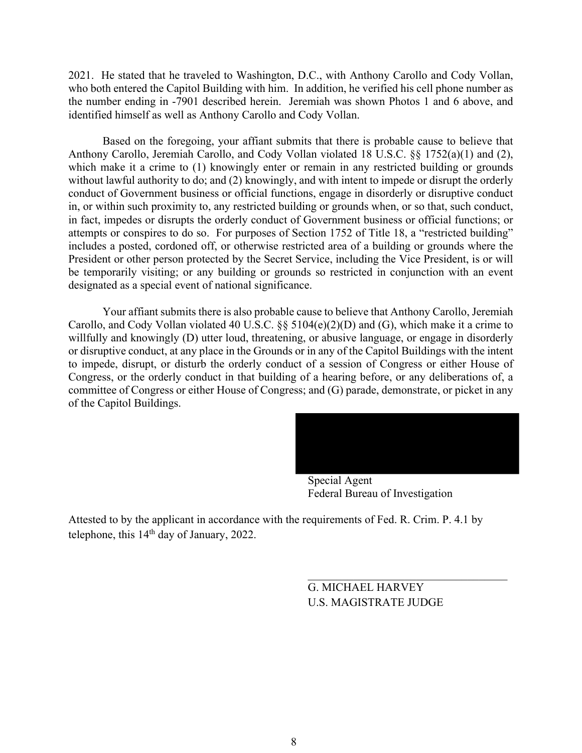2021. He stated that he traveled to Washington, D.C., with Anthony Carollo and Cody Vollan, who both entered the Capitol Building with him. In addition, he verified his cell phone number as the number ending in -7901 described herein. Jeremiah was shown Photos 1 and 6 above, and identified himself as well as Anthony Carollo and Cody Vollan.

Based on the foregoing, your affiant submits that there is probable cause to believe that Anthony Carollo, Jeremiah Carollo, and Cody Vollan violated 18 U.S.C. §§ 1752(a)(1) and (2), which make it a crime to (1) knowingly enter or remain in any restricted building or grounds without lawful authority to do; and (2) knowingly, and with intent to impede or disrupt the orderly conduct of Government business or official functions, engage in disorderly or disruptive conduct in, or within such proximity to, any restricted building or grounds when, or so that, such conduct, in fact, impedes or disrupts the orderly conduct of Government business or official functions; or attempts or conspires to do so. For purposes of Section 1752 of Title 18, a "restricted building" includes a posted, cordoned off, or otherwise restricted area of a building or grounds where the President or other person protected by the Secret Service, including the Vice President, is or will be temporarily visiting; or any building or grounds so restricted in conjunction with an event designated as a special event of national significance.

Your affiant submits there is also probable cause to believe that Anthony Carollo, Jeremiah Carollo, and Cody Vollan violated 40 U.S.C. §§ 5104(e)(2)(D) and (G), which make it a crime to willfully and knowingly (D) utter loud, threatening, or abusive language, or engage in disorderly or disruptive conduct, at any place in the Grounds or in any of the Capitol Buildings with the intent to impede, disrupt, or disturb the orderly conduct of a session of Congress or either House of Congress, or the orderly conduct in that building of a hearing before, or any deliberations of, a committee of Congress or either House of Congress; and (G) parade, demonstrate, or picket in any of the Capitol Buildings.

Special Agent
Federal Bureau of Investigation

Attested to by the applicant in accordance with the requirements of Fed. R. Crim. P. 4.1 by telephone, this 14th day of January, 2022.

G. MICHAEL HARVEY
U.S. MAGISTRATE JUDGE